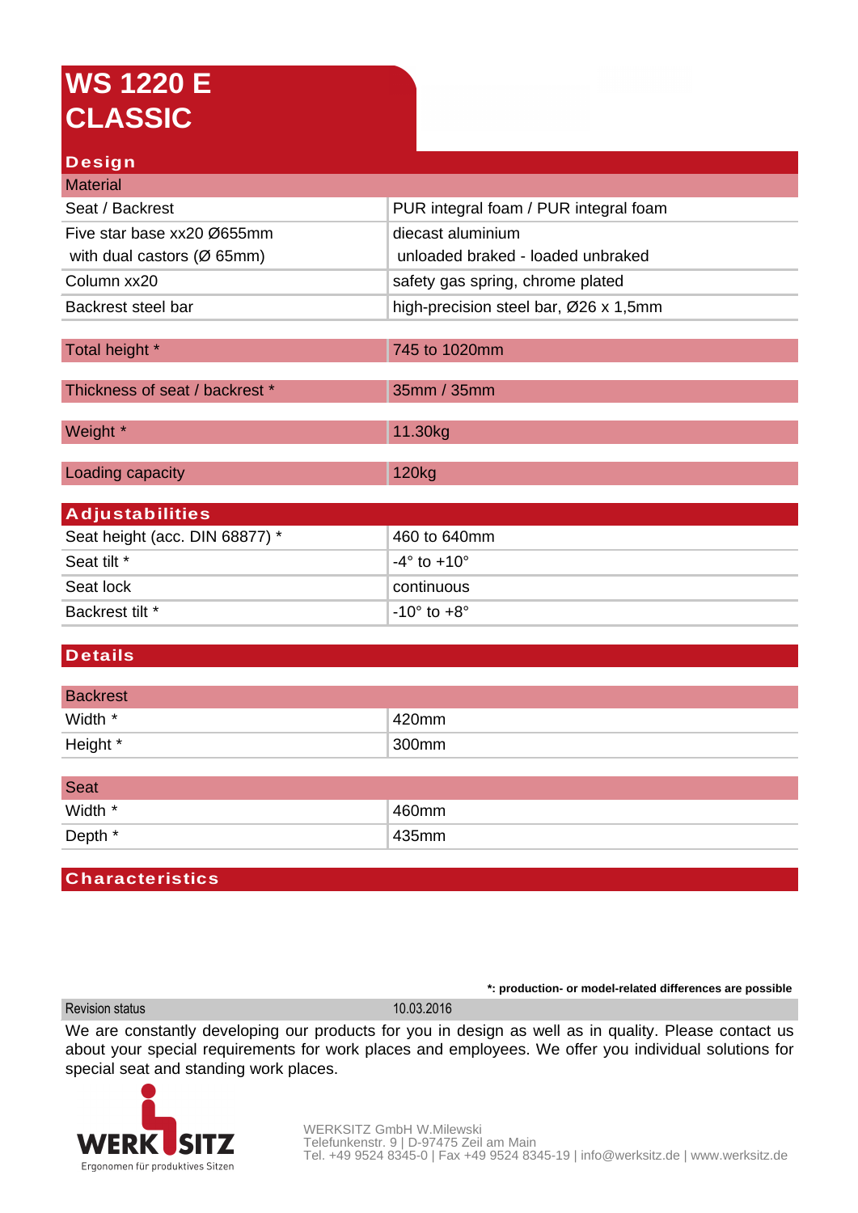# WS 1220 E CLASSIC

## Design

| Material | |
|---|---|
| Seat / Backrest | PUR integral foam / PUR integral foam |
| Five star base xx20 Ø655mm<br>with dual castors (Ø 65mm) | diecast aluminium<br>unloaded braked - loaded unbraked |
| Column xx20 | safety gas spring, chrome plated |
| Backrest steel bar | high-precision steel bar, Ø26 x 1,5mm |

| Total height * | 745 to 1020mm |
|---|---|

| Thickness of seat / backrest * | 35mm / 35mm |
|---|---|

| Weight * | 11.30kg |
|---|---|

| Loading capacity | 120kg |
|---|---|

## Adjustabilities

| | |
|---|---|
| Seat height (acc. DIN 68877) * | 460 to 640mm |
| Seat tilt * | -4° to +10° |
| Seat lock | continuous |
| Backrest tilt * | -10° to +8° |

## Details

| Backrest | |
|---|---|
| Width * | 420mm |
| Height * | 300mm |

| Seat | |
|---|---|
| Width * | 460mm |
| Depth * | 435mm |

## Characteristics

**\*: production- or model-related differences are possible**

| Revision status | 10.03.2016 |
|---|---|

We are constantly developing our products for you in design as well as in quality. Please contact us about your special requirements for work places and employees. We offer you individual solutions for special seat and standing work places.

WERK SITZ
Ergonomen für produktives Sitzen

WERKSITZ GmbH W.Milewski
Telefunkenstr. 9 | D-97475 Zeil am Main
Tel. +49 9524 8345-0 | Fax +49 9524 8345-19 | info@werksitz.de | www.werksitz.de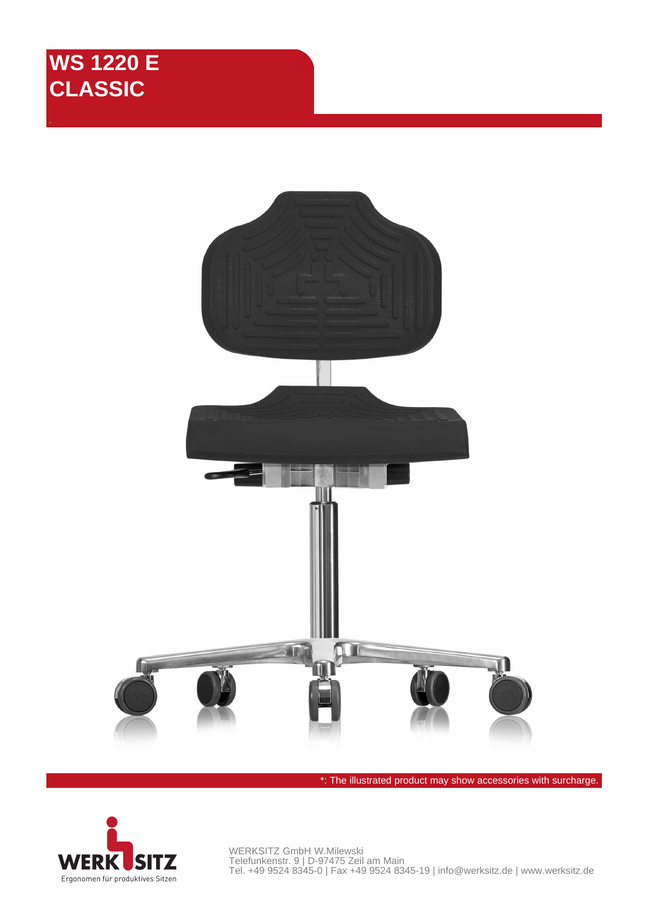# WS 1220 E CLASSIC

*: The illustrated product may show accessories with surcharge.

WERKSITZ GmbH W.Milewski
Telefunkenstr. 9 | D-97475 Zeil am Main
Tel. +49 9524 8345-0 | Fax +49 9524 8345-19 | info@werksitz.de | www.werksitz.de